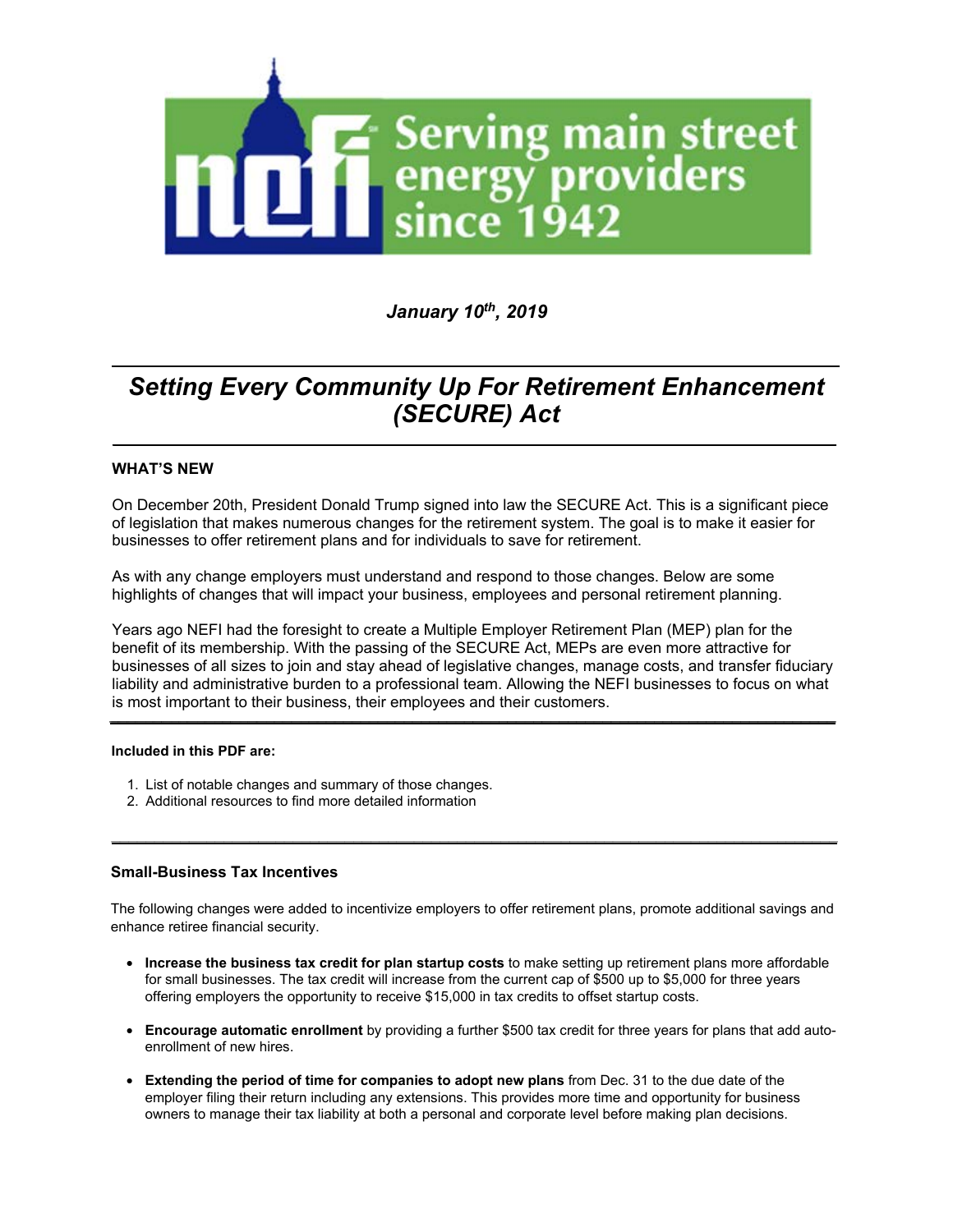Serving main street energy providers since 1942

*January 10th, 2019*

# *Setting Every Community Up For Retirement Enhancement (SECURE) Act*

## WHAT'S NEW

On December 20th, President Donald Trump signed into law the SECURE Act. This is a significant piece of legislation that makes numerous changes for the retirement system. The goal is to make it easier for businesses to offer retirement plans and for individuals to save for retirement.

As with any change employers must understand and respond to those changes. Below are some highlights of changes that will impact your business, employees and personal retirement planning.

Years ago NEFI had the foresight to create a Multiple Employer Retirement Plan (MEP) plan for the benefit of its membership. With the passing of the SECURE Act, MEPs are even more attractive for businesses of all sizes to join and stay ahead of legislative changes, manage costs, and transfer fiduciary liability and administrative burden to a professional team. Allowing the NEFI businesses to focus on what is most important to their business, their employees and their customers.

**Included in this PDF are:**

1. List of notable changes and summary of those changes.
2. Additional resources to find more detailed information

## Small-Business Tax Incentives

The following changes were added to incentivize employers to offer retirement plans, promote additional savings and enhance retiree financial security.

- **Increase the business tax credit for plan startup costs** to make setting up retirement plans more affordable for small businesses. The tax credit will increase from the current cap of $500 up to $5,000 for three years offering employers the opportunity to receive $15,000 in tax credits to offset startup costs.
- **Encourage automatic enrollment** by providing a further $500 tax credit for three years for plans that add auto-enrollment of new hires.
- **Extending the period of time for companies to adopt new plans** from Dec. 31 to the due date of the employer filing their return including any extensions. This provides more time and opportunity for business owners to manage their tax liability at both a personal and corporate level before making plan decisions.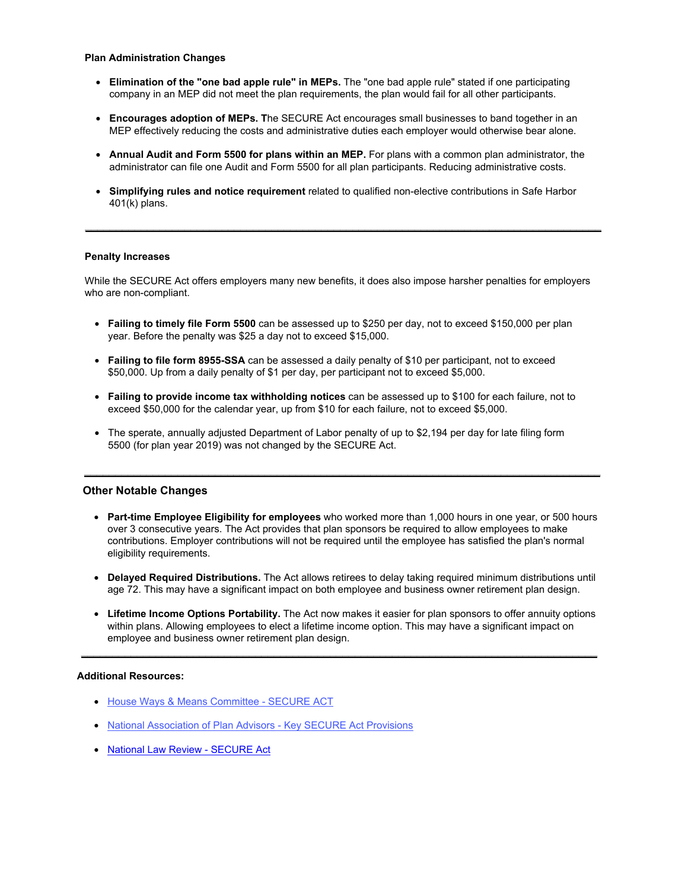**Plan Administration Changes**

- **Elimination of the "one bad apple rule" in MEPs.** The "one bad apple rule" stated if one participating company in an MEP did not meet the plan requirements, the plan would fail for all other participants.
- **Encourages adoption of MEPs. T**he SECURE Act encourages small businesses to band together in an MEP effectively reducing the costs and administrative duties each employer would otherwise bear alone.
- **Annual Audit and Form 5500 for plans within an MEP.** For plans with a common plan administrator, the administrator can file one Audit and Form 5500 for all plan participants. Reducing administrative costs.
- **Simplifying rules and notice requirement** related to qualified non-elective contributions in Safe Harbor 401(k) plans.

---

**Penalty Increases**

While the SECURE Act offers employers many new benefits, it does also impose harsher penalties for employers who are non-compliant.

- **Failing to timely file Form 5500** can be assessed up to $250 per day, not to exceed $150,000 per plan year. Before the penalty was $25 a day not to exceed $15,000.
- **Failing to file form 8955-SSA** can be assessed a daily penalty of $10 per participant, not to exceed $50,000. Up from a daily penalty of $1 per day, per participant not to exceed $5,000.
- **Failing to provide income tax withholding notices** can be assessed up to $100 for each failure, not to exceed $50,000 for the calendar year, up from $10 for each failure, not to exceed $5,000.
- The sperate, annually adjusted Department of Labor penalty of up to $2,194 per day for late filing form 5500 (for plan year 2019) was not changed by the SECURE Act.

---

### Other Notable Changes

- **Part-time Employee Eligibility for employees** who worked more than 1,000 hours in one year, or 500 hours over 3 consecutive years. The Act provides that plan sponsors be required to allow employees to make contributions. Employer contributions will not be required until the employee has satisfied the plan's normal eligibility requirements.
- **Delayed Required Distributions.** The Act allows retirees to delay taking required minimum distributions until age 72. This may have a significant impact on both employee and business owner retirement plan design.
- **Lifetime Income Options Portability.** The Act now makes it easier for plan sponsors to offer annuity options within plans. Allowing employees to elect a lifetime income option. This may have a significant impact on employee and business owner retirement plan design.

---

**Additional Resources:**

- House Ways & Means Committee - SECURE ACT
- National Association of Plan Advisors - Key SECURE Act Provisions
- National Law Review - SECURE Act